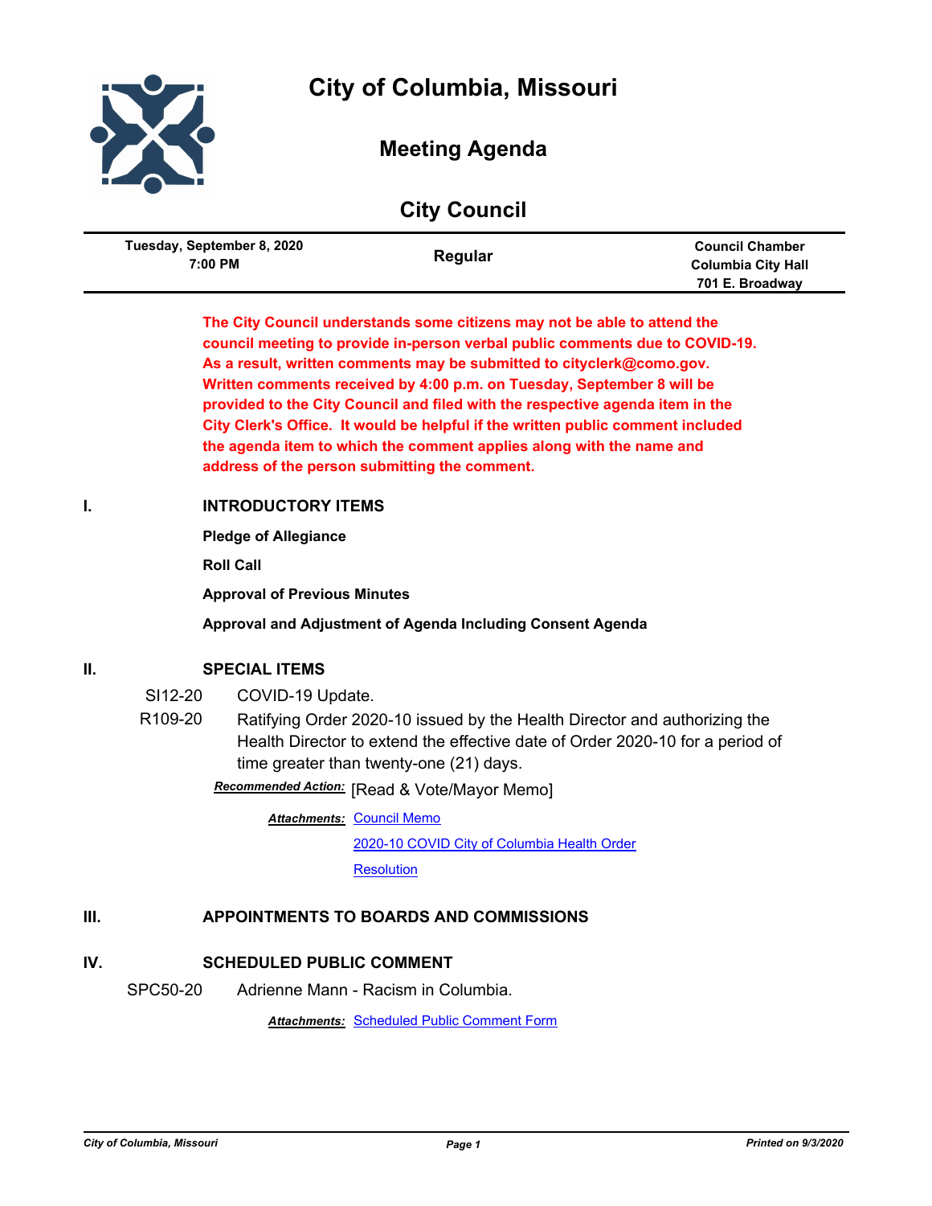# City of Columbia, Missouri

## Meeting Agenda

## City Council

| Tuesday, September 8, 2020 7:00 PM | Regular | Council Chamber Columbia City Hall 701 E. Broadway |
|---|---|---|

**The City Council understands some citizens may not be able to attend the council meeting to provide in-person verbal public comments due to COVID-19. As a result, written comments may be submitted to cityclerk@como.gov. Written comments received by 4:00 p.m. on Tuesday, September 8 will be provided to the City Council and filed with the respective agenda item in the City Clerk's Office. It would be helpful if the written public comment included the agenda item to which the comment applies along with the name and address of the person submitting the comment.**

## I. INTRODUCTORY ITEMS

**Pledge of Allegiance**

**Roll Call**

**Approval of Previous Minutes**

**Approval and Adjustment of Agenda Including Consent Agenda**

## II. SPECIAL ITEMS

SI12-20 COVID-19 Update.

R109-20 Ratifying Order 2020-10 issued by the Health Director and authorizing the Health Director to extend the effective date of Order 2020-10 for a period of time greater than twenty-one (21) days.

***Recommended Action:*** [Read & Vote/Mayor Memo]

***Attachments:*** Council Memo

2020-10 COVID City of Columbia Health Order

Resolution

## III. APPOINTMENTS TO BOARDS AND COMMISSIONS

## IV. SCHEDULED PUBLIC COMMENT

SPC50-20 Adrienne Mann - Racism in Columbia.

***Attachments:*** Scheduled Public Comment Form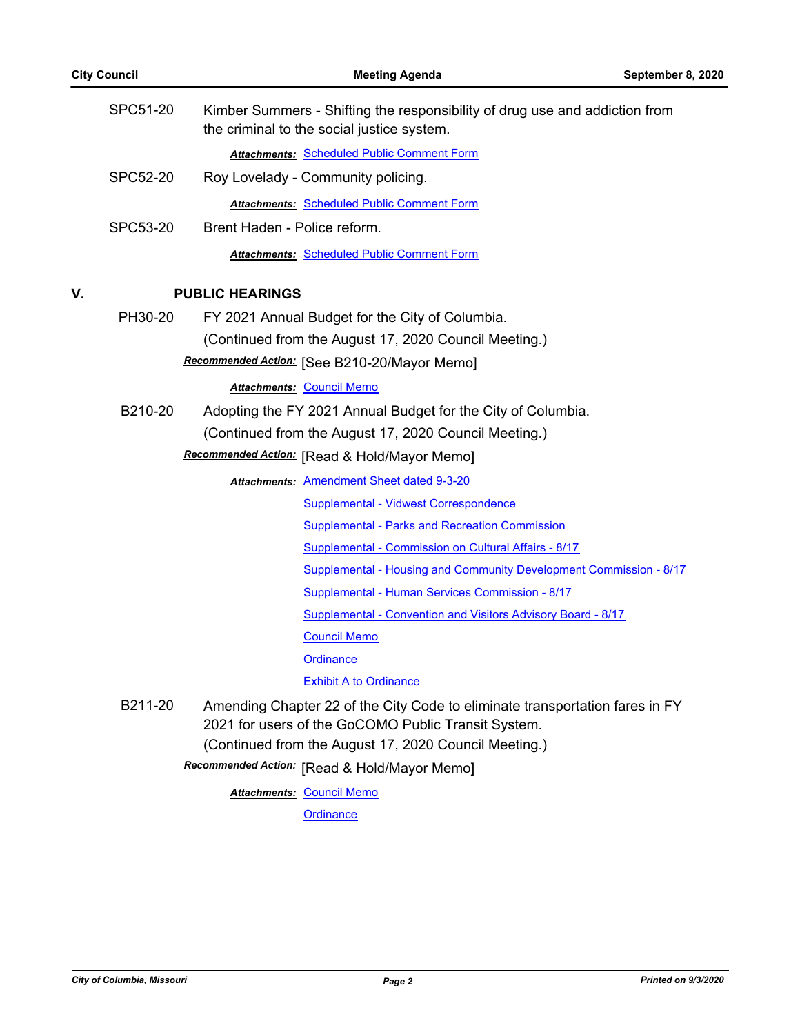SPC51-20 Kimber Summers - Shifting the responsibility of drug use and addiction from the criminal to the social justice system.

***Attachments:*** Scheduled Public Comment Form

SPC52-20 Roy Lovelady - Community policing.

***Attachments:*** Scheduled Public Comment Form

SPC53-20 Brent Haden - Police reform.

***Attachments:*** Scheduled Public Comment Form

## V. PUBLIC HEARINGS

PH30-20 FY 2021 Annual Budget for the City of Columbia.
(Continued from the August 17, 2020 Council Meeting.)

***Recommended Action:*** [See B210-20/Mayor Memo]

***Attachments:*** Council Memo

B210-20 Adopting the FY 2021 Annual Budget for the City of Columbia.
(Continued from the August 17, 2020 Council Meeting.)

***Recommended Action:*** [Read & Hold/Mayor Memo]

***Attachments:*** Amendment Sheet dated 9-3-20
Supplemental - Vidwest Correspondence
Supplemental - Parks and Recreation Commission
Supplemental - Commission on Cultural Affairs - 8/17
Supplemental - Housing and Community Development Commission - 8/17
Supplemental - Human Services Commission - 8/17
Supplemental - Convention and Visitors Advisory Board - 8/17
Council Memo
Ordinance
Exhibit A to Ordinance

B211-20 Amending Chapter 22 of the City Code to eliminate transportation fares in FY 2021 for users of the GoCOMO Public Transit System.
(Continued from the August 17, 2020 Council Meeting.)

***Recommended Action:*** [Read & Hold/Mayor Memo]

***Attachments:*** Council Memo
Ordinance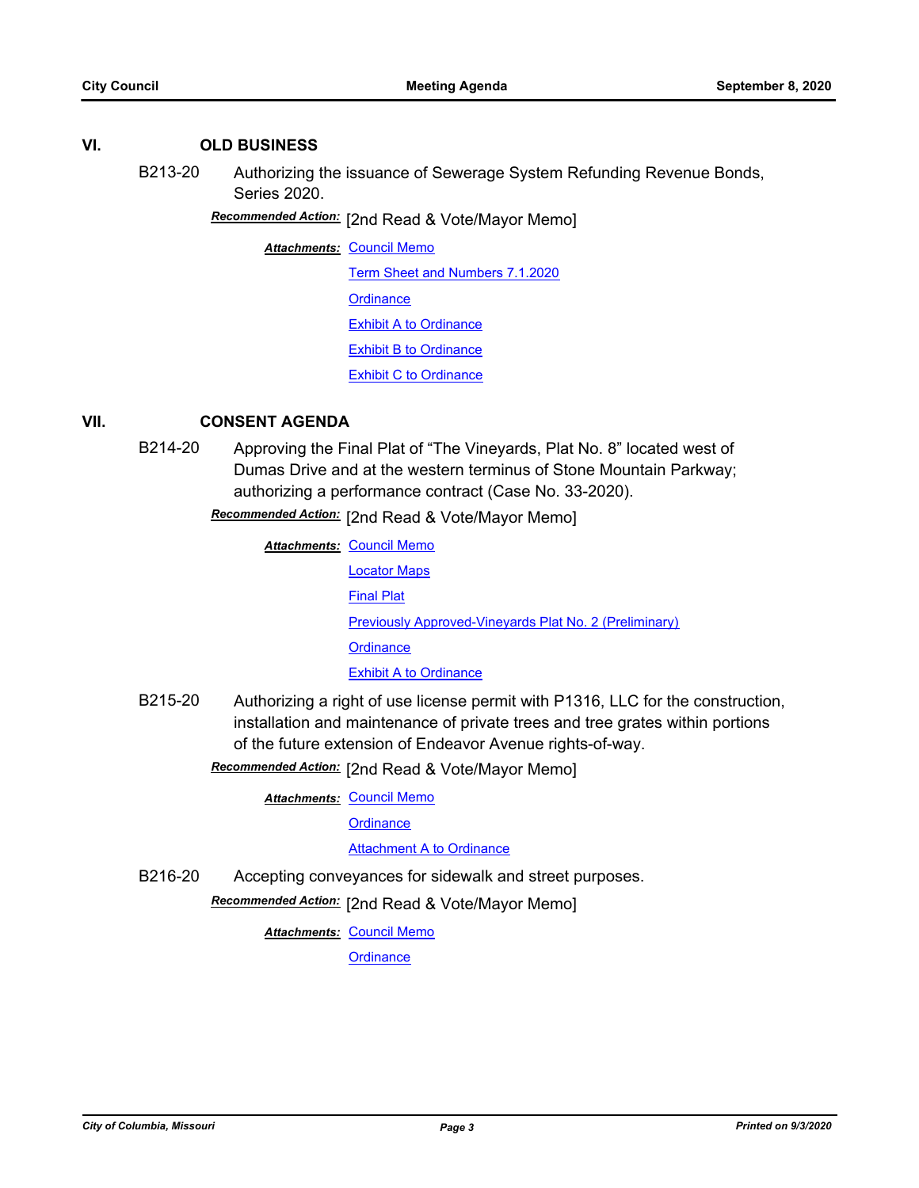## VI. OLD BUSINESS

B213-20 Authorizing the issuance of Sewerage System Refunding Revenue Bonds, Series 2020.

***Recommended Action:*** [2nd Read & Vote/Mayor Memo]

***Attachments:*** Council Memo
Term Sheet and Numbers 7.1.2020
Ordinance
Exhibit A to Ordinance
Exhibit B to Ordinance
Exhibit C to Ordinance

## VII. CONSENT AGENDA

B214-20 Approving the Final Plat of "The Vineyards, Plat No. 8" located west of Dumas Drive and at the western terminus of Stone Mountain Parkway; authorizing a performance contract (Case No. 33-2020).

***Recommended Action:*** [2nd Read & Vote/Mayor Memo]

***Attachments:*** Council Memo
Locator Maps
Final Plat
Previously Approved-Vineyards Plat No. 2 (Preliminary)
Ordinance
Exhibit A to Ordinance

B215-20 Authorizing a right of use license permit with P1316, LLC for the construction, installation and maintenance of private trees and tree grates within portions of the future extension of Endeavor Avenue rights-of-way.

***Recommended Action:*** [2nd Read & Vote/Mayor Memo]

***Attachments:*** Council Memo
Ordinance
Attachment A to Ordinance

B216-20 Accepting conveyances for sidewalk and street purposes.

***Recommended Action:*** [2nd Read & Vote/Mayor Memo]

***Attachments:*** Council Memo
Ordinance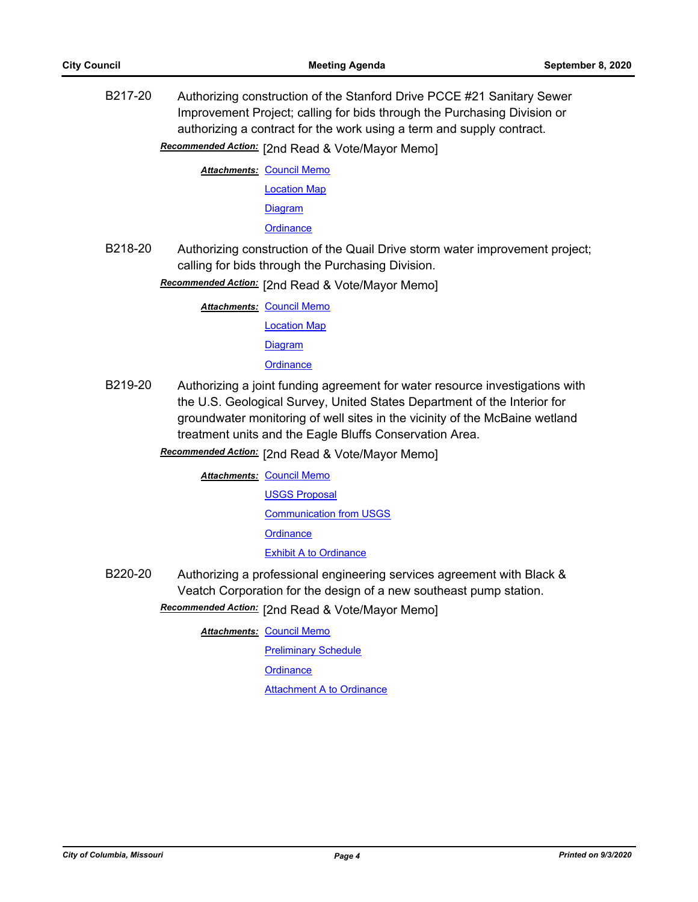B217-20 Authorizing construction of the Stanford Drive PCCE #21 Sanitary Sewer Improvement Project; calling for bids through the Purchasing Division or authorizing a contract for the work using a term and supply contract.

***Recommended Action:*** [2nd Read & Vote/Mayor Memo]

***Attachments:*** Council Memo
Location Map
Diagram
Ordinance

B218-20 Authorizing construction of the Quail Drive storm water improvement project; calling for bids through the Purchasing Division.

***Recommended Action:*** [2nd Read & Vote/Mayor Memo]

***Attachments:*** Council Memo
Location Map
Diagram
Ordinance

B219-20 Authorizing a joint funding agreement for water resource investigations with the U.S. Geological Survey, United States Department of the Interior for groundwater monitoring of well sites in the vicinity of the McBaine wetland treatment units and the Eagle Bluffs Conservation Area.

***Recommended Action:*** [2nd Read & Vote/Mayor Memo]

***Attachments:*** Council Memo
USGS Proposal
Communication from USGS
Ordinance
Exhibit A to Ordinance

B220-20 Authorizing a professional engineering services agreement with Black & Veatch Corporation for the design of a new southeast pump station.

***Recommended Action:*** [2nd Read & Vote/Mayor Memo]

***Attachments:*** Council Memo
Preliminary Schedule
Ordinance
Attachment A to Ordinance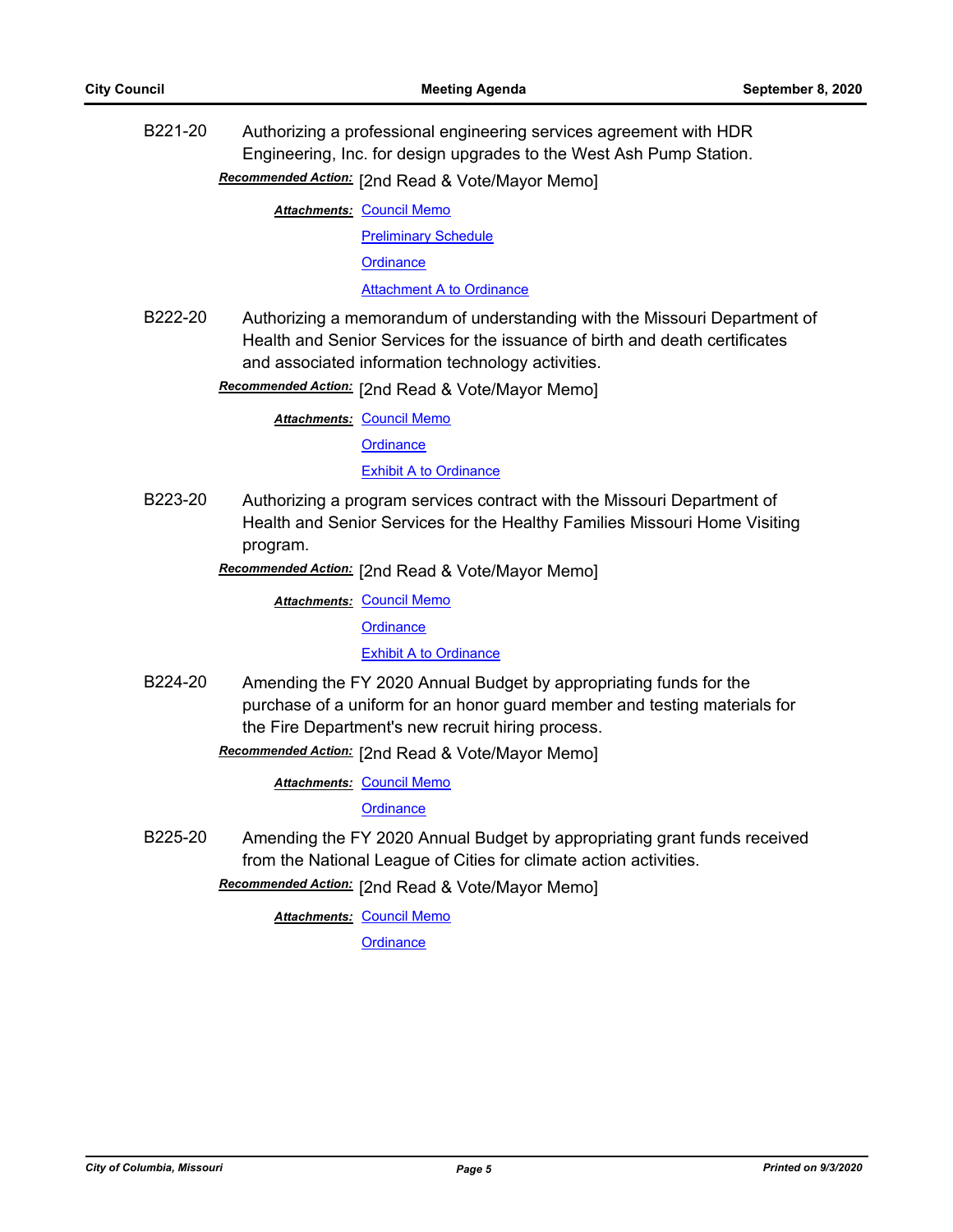B221-20 Authorizing a professional engineering services agreement with HDR Engineering, Inc. for design upgrades to the West Ash Pump Station.

***Recommended Action:*** [2nd Read & Vote/Mayor Memo]

***Attachments:*** Council Memo
Preliminary Schedule
Ordinance
Attachment A to Ordinance

B222-20 Authorizing a memorandum of understanding with the Missouri Department of Health and Senior Services for the issuance of birth and death certificates and associated information technology activities.

***Recommended Action:*** [2nd Read & Vote/Mayor Memo]

***Attachments:*** Council Memo
Ordinance
Exhibit A to Ordinance

B223-20 Authorizing a program services contract with the Missouri Department of Health and Senior Services for the Healthy Families Missouri Home Visiting program.

***Recommended Action:*** [2nd Read & Vote/Mayor Memo]

***Attachments:*** Council Memo
Ordinance
Exhibit A to Ordinance

B224-20 Amending the FY 2020 Annual Budget by appropriating funds for the purchase of a uniform for an honor guard member and testing materials for the Fire Department's new recruit hiring process.

***Recommended Action:*** [2nd Read & Vote/Mayor Memo]

***Attachments:*** Council Memo
Ordinance

B225-20 Amending the FY 2020 Annual Budget by appropriating grant funds received from the National League of Cities for climate action activities.

***Recommended Action:*** [2nd Read & Vote/Mayor Memo]

***Attachments:*** Council Memo
Ordinance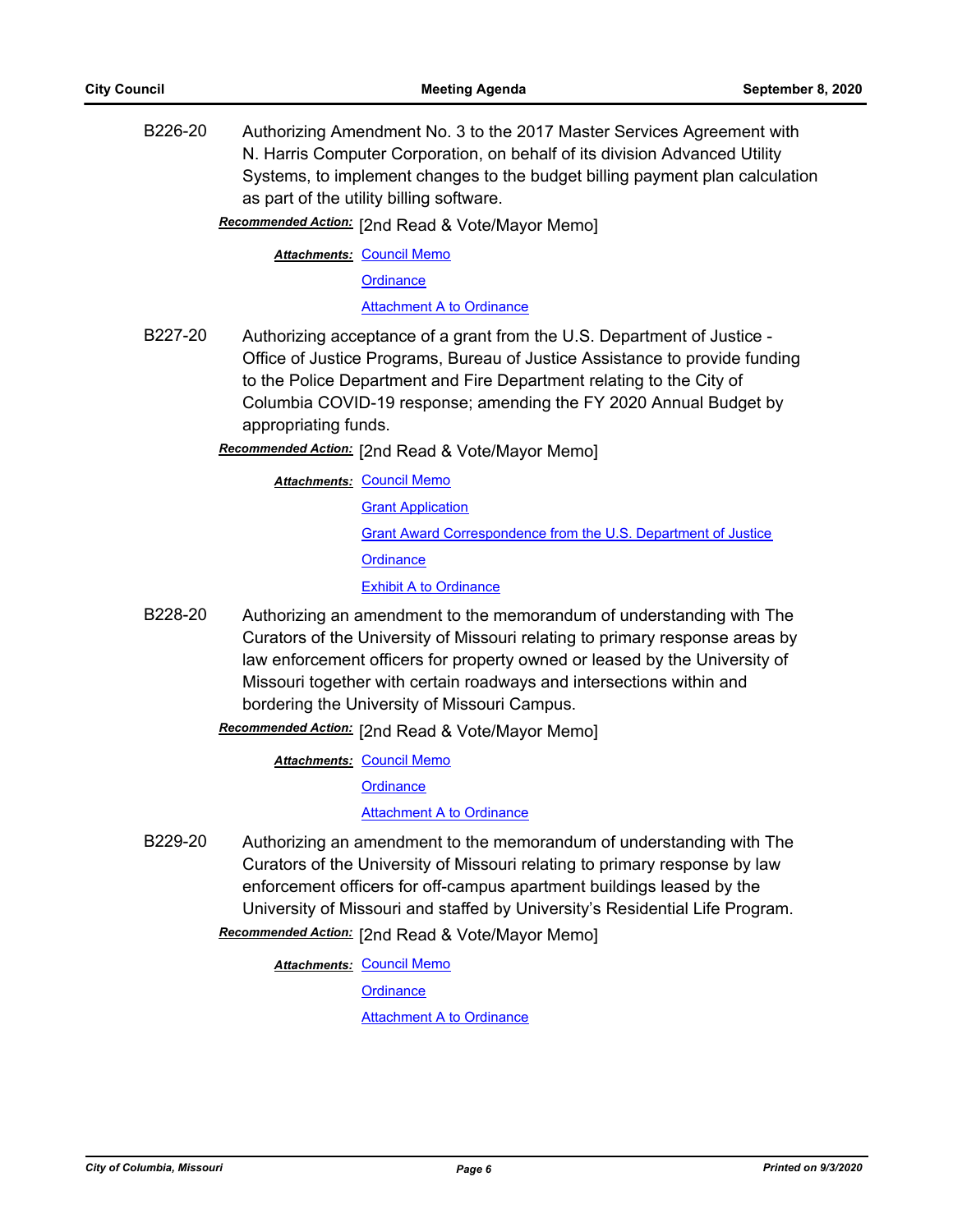B226-20 Authorizing Amendment No. 3 to the 2017 Master Services Agreement with N. Harris Computer Corporation, on behalf of its division Advanced Utility Systems, to implement changes to the budget billing payment plan calculation as part of the utility billing software.

***Recommended Action:*** [2nd Read & Vote/Mayor Memo]

***Attachments:*** Council Memo
Ordinance
Attachment A to Ordinance

B227-20 Authorizing acceptance of a grant from the U.S. Department of Justice - Office of Justice Programs, Bureau of Justice Assistance to provide funding to the Police Department and Fire Department relating to the City of Columbia COVID-19 response; amending the FY 2020 Annual Budget by appropriating funds.

***Recommended Action:*** [2nd Read & Vote/Mayor Memo]

***Attachments:*** Council Memo
Grant Application
Grant Award Correspondence from the U.S. Department of Justice
Ordinance
Exhibit A to Ordinance

B228-20 Authorizing an amendment to the memorandum of understanding with The Curators of the University of Missouri relating to primary response areas by law enforcement officers for property owned or leased by the University of Missouri together with certain roadways and intersections within and bordering the University of Missouri Campus.

***Recommended Action:*** [2nd Read & Vote/Mayor Memo]

***Attachments:*** Council Memo
Ordinance
Attachment A to Ordinance

B229-20 Authorizing an amendment to the memorandum of understanding with The Curators of the University of Missouri relating to primary response by law enforcement officers for off-campus apartment buildings leased by the University of Missouri and staffed by University's Residential Life Program.

***Recommended Action:*** [2nd Read & Vote/Mayor Memo]

***Attachments:*** Council Memo
Ordinance
Attachment A to Ordinance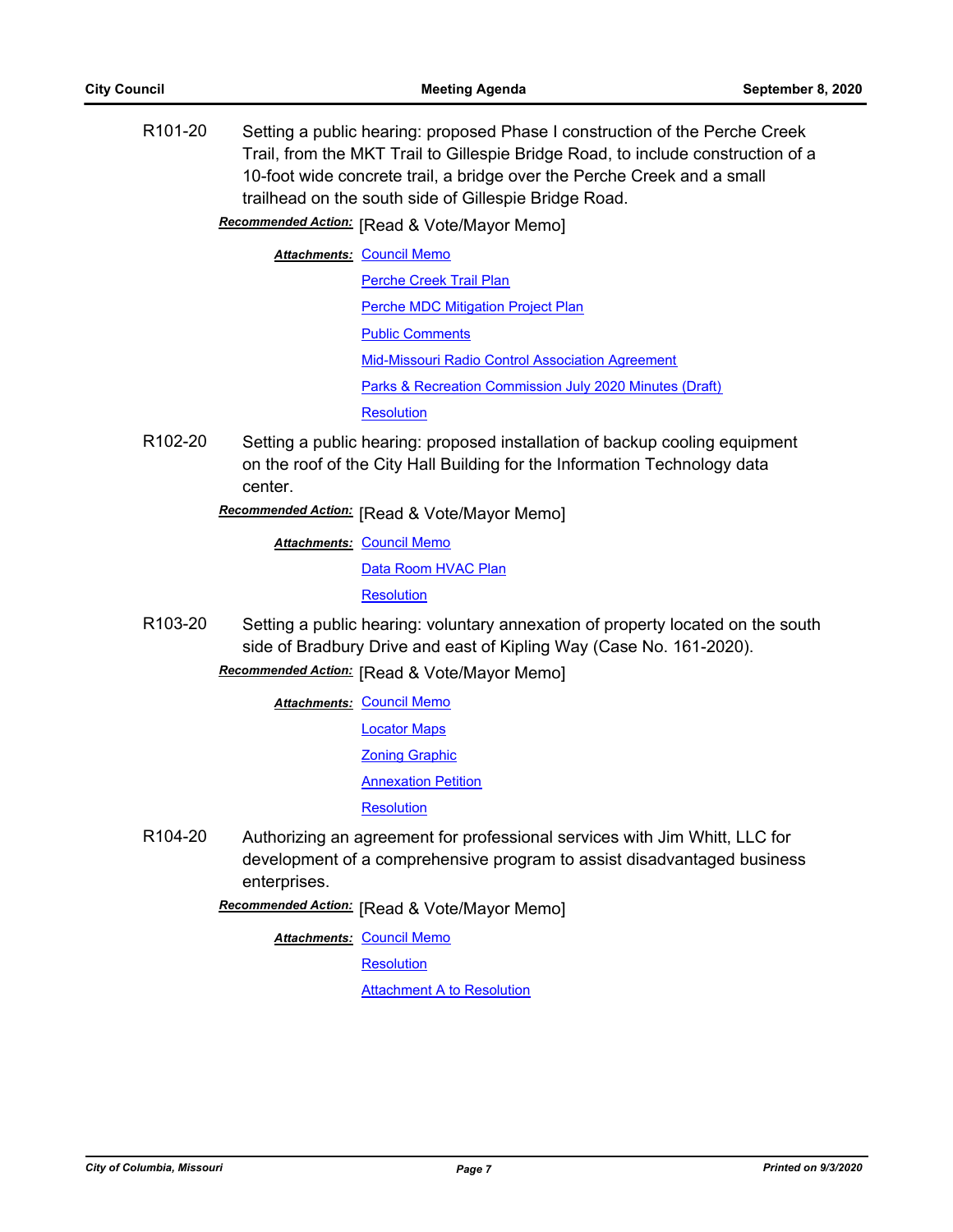R101-20 Setting a public hearing: proposed Phase I construction of the Perche Creek Trail, from the MKT Trail to Gillespie Bridge Road, to include construction of a 10-foot wide concrete trail, a bridge over the Perche Creek and a small trailhead on the south side of Gillespie Bridge Road.

***Recommended Action:*** [Read & Vote/Mayor Memo]

***Attachments:*** Council Memo
Perche Creek Trail Plan
Perche MDC Mitigation Project Plan
Public Comments
Mid-Missouri Radio Control Association Agreement
Parks & Recreation Commission July 2020 Minutes (Draft)
Resolution

R102-20 Setting a public hearing: proposed installation of backup cooling equipment on the roof of the City Hall Building for the Information Technology data center.

***Recommended Action:*** [Read & Vote/Mayor Memo]

***Attachments:*** Council Memo
Data Room HVAC Plan
Resolution

R103-20 Setting a public hearing: voluntary annexation of property located on the south side of Bradbury Drive and east of Kipling Way (Case No. 161-2020).

***Recommended Action:*** [Read & Vote/Mayor Memo]

***Attachments:*** Council Memo
Locator Maps
Zoning Graphic
Annexation Petition
Resolution

R104-20 Authorizing an agreement for professional services with Jim Whitt, LLC for development of a comprehensive program to assist disadvantaged business enterprises.

***Recommended Action:*** [Read & Vote/Mayor Memo]

***Attachments:*** Council Memo
Resolution
Attachment A to Resolution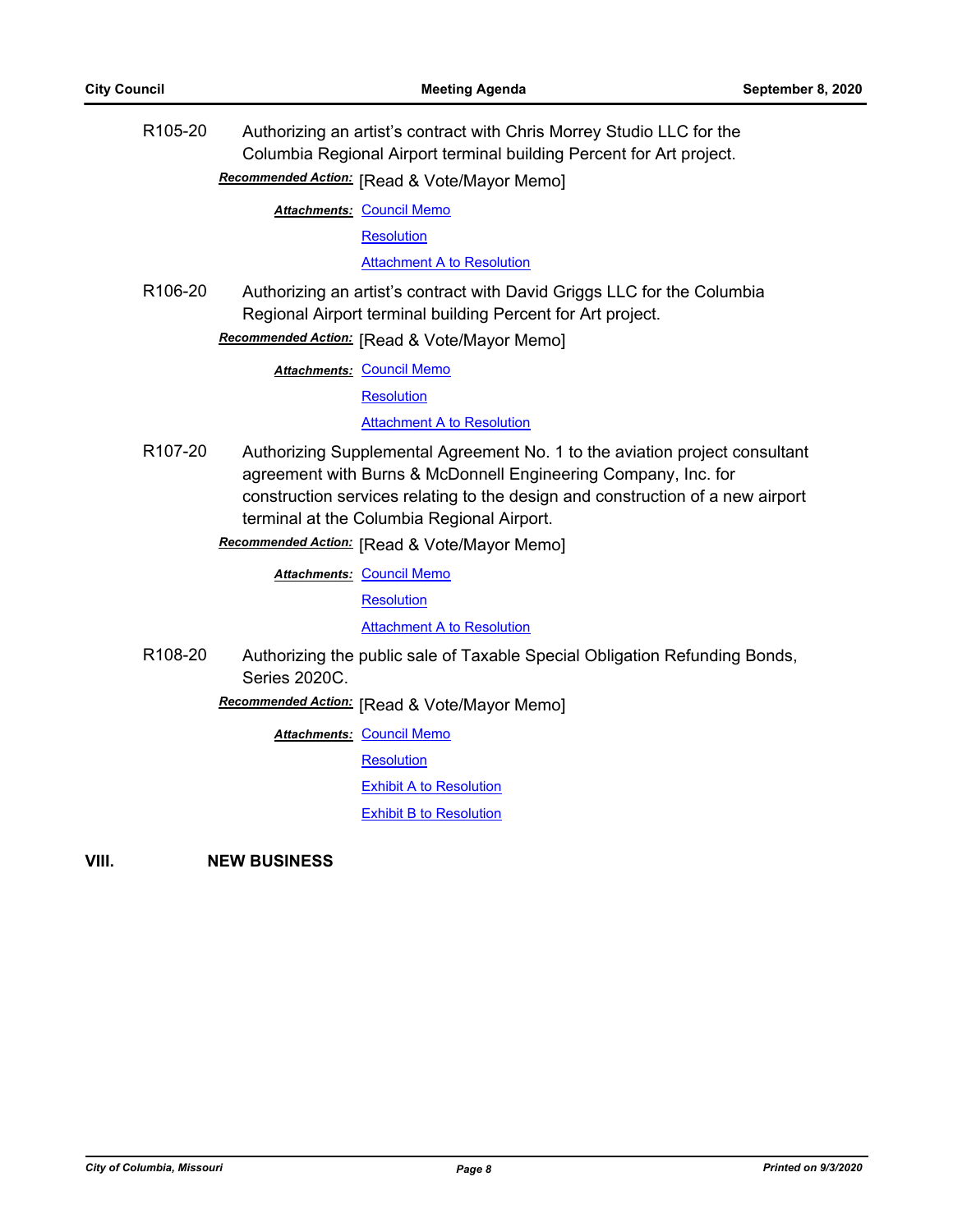R105-20 Authorizing an artist's contract with Chris Morrey Studio LLC for the Columbia Regional Airport terminal building Percent for Art project.

***Recommended Action:*** [Read & Vote/Mayor Memo]

***Attachments:*** Council Memo
Resolution
Attachment A to Resolution

R106-20 Authorizing an artist's contract with David Griggs LLC for the Columbia Regional Airport terminal building Percent for Art project.

***Recommended Action:*** [Read & Vote/Mayor Memo]

***Attachments:*** Council Memo
Resolution
Attachment A to Resolution

R107-20 Authorizing Supplemental Agreement No. 1 to the aviation project consultant agreement with Burns & McDonnell Engineering Company, Inc. for construction services relating to the design and construction of a new airport terminal at the Columbia Regional Airport.

***Recommended Action:*** [Read & Vote/Mayor Memo]

***Attachments:*** Council Memo
Resolution
Attachment A to Resolution

R108-20 Authorizing the public sale of Taxable Special Obligation Refunding Bonds, Series 2020C.

***Recommended Action:*** [Read & Vote/Mayor Memo]

***Attachments:*** Council Memo
Resolution
Exhibit A to Resolution
Exhibit B to Resolution

## VIII. NEW BUSINESS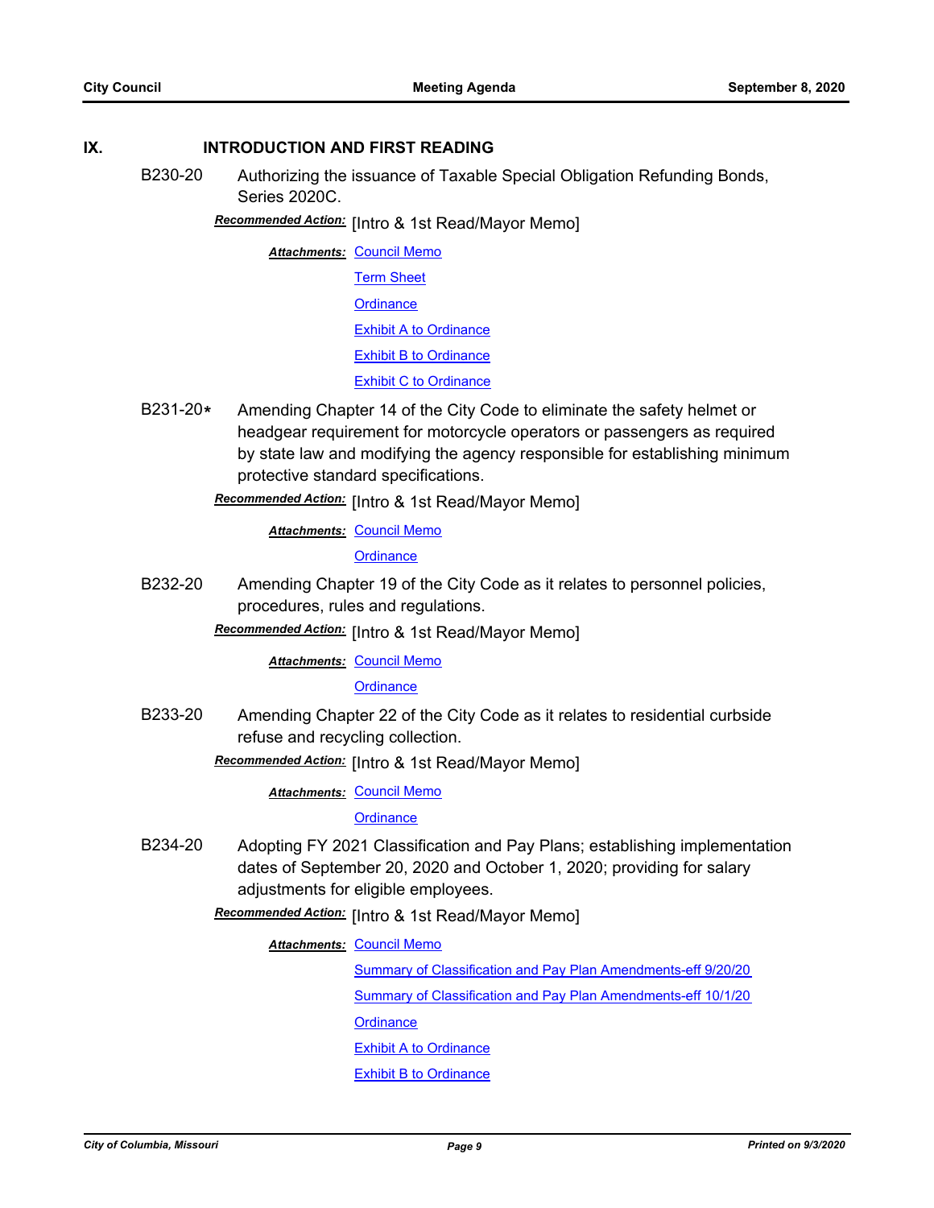## IX. INTRODUCTION AND FIRST READING

**B230-20** Authorizing the issuance of Taxable Special Obligation Refunding Bonds, Series 2020C.

***Recommended Action:*** [Intro & 1st Read/Mayor Memo]

***Attachments:*** Council Memo
Term Sheet
Ordinance
Exhibit A to Ordinance
Exhibit B to Ordinance
Exhibit C to Ordinance

**B231-20*** Amending Chapter 14 of the City Code to eliminate the safety helmet or headgear requirement for motorcycle operators or passengers as required by state law and modifying the agency responsible for establishing minimum protective standard specifications.

***Recommended Action:*** [Intro & 1st Read/Mayor Memo]

***Attachments:*** Council Memo
Ordinance

**B232-20** Amending Chapter 19 of the City Code as it relates to personnel policies, procedures, rules and regulations.

***Recommended Action:*** [Intro & 1st Read/Mayor Memo]

***Attachments:*** Council Memo
Ordinance

**B233-20** Amending Chapter 22 of the City Code as it relates to residential curbside refuse and recycling collection.

***Recommended Action:*** [Intro & 1st Read/Mayor Memo]

***Attachments:*** Council Memo
Ordinance

**B234-20** Adopting FY 2021 Classification and Pay Plans; establishing implementation dates of September 20, 2020 and October 1, 2020; providing for salary adjustments for eligible employees.

***Recommended Action:*** [Intro & 1st Read/Mayor Memo]

***Attachments:*** Council Memo
Summary of Classification and Pay Plan Amendments-eff 9/20/20
Summary of Classification and Pay Plan Amendments-eff 10/1/20
Ordinance
Exhibit A to Ordinance
Exhibit B to Ordinance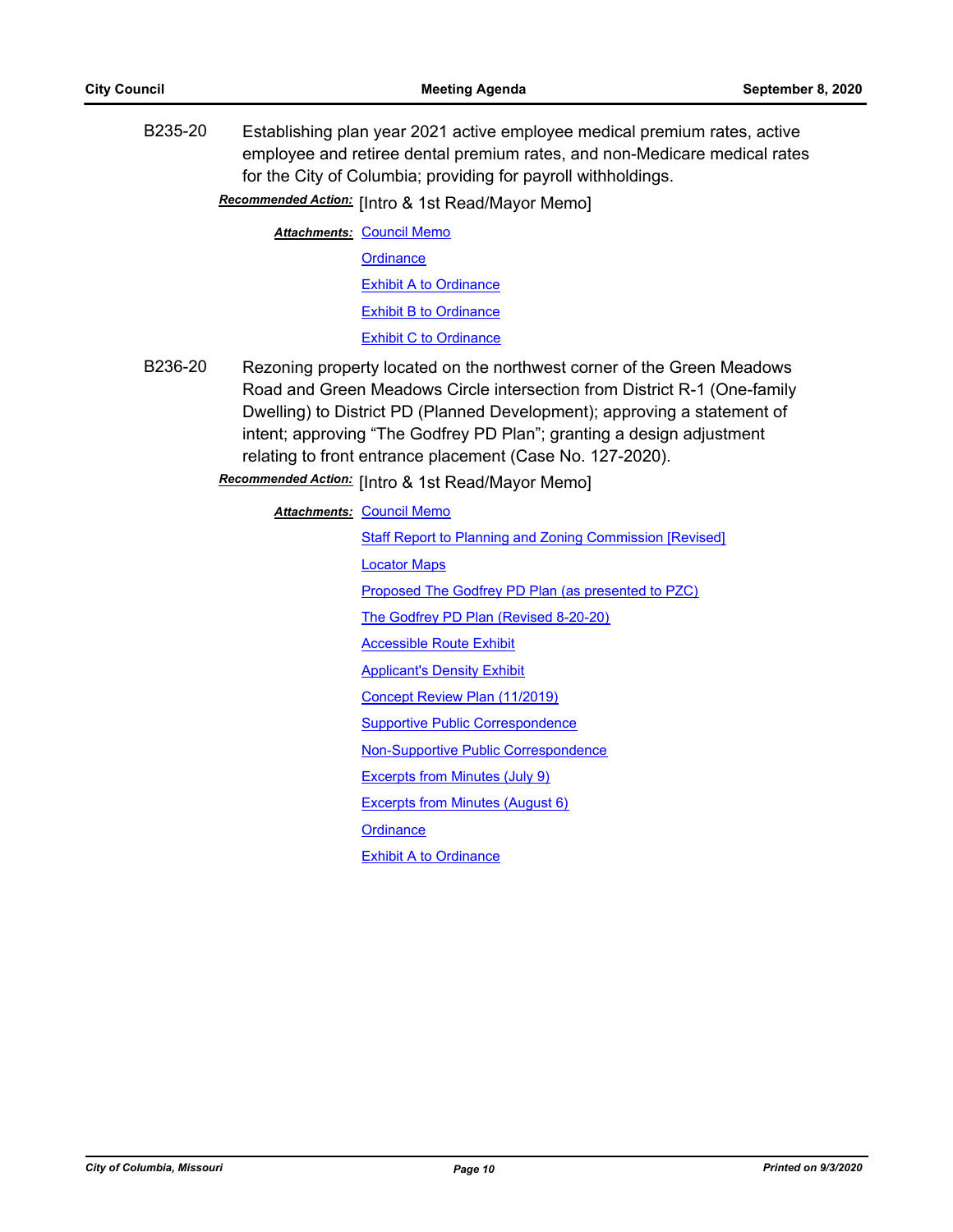**B235-20** Establishing plan year 2021 active employee medical premium rates, active employee and retiree dental premium rates, and non-Medicare medical rates for the City of Columbia; providing for payroll withholdings.

***Recommended Action:*** [Intro & 1st Read/Mayor Memo]

***Attachments:*** Council Memo
Ordinance
Exhibit A to Ordinance
Exhibit B to Ordinance
Exhibit C to Ordinance

**B236-20** Rezoning property located on the northwest corner of the Green Meadows Road and Green Meadows Circle intersection from District R-1 (One-family Dwelling) to District PD (Planned Development); approving a statement of intent; approving "The Godfrey PD Plan"; granting a design adjustment relating to front entrance placement (Case No. 127-2020).

***Recommended Action:*** [Intro & 1st Read/Mayor Memo]

***Attachments:*** Council Memo
Staff Report to Planning and Zoning Commission [Revised]
Locator Maps
Proposed The Godfrey PD Plan (as presented to PZC)
The Godfrey PD Plan (Revised 8-20-20)
Accessible Route Exhibit
Applicant's Density Exhibit
Concept Review Plan (11/2019)
Supportive Public Correspondence
Non-Supportive Public Correspondence
Excerpts from Minutes (July 9)
Excerpts from Minutes (August 6)
Ordinance
Exhibit A to Ordinance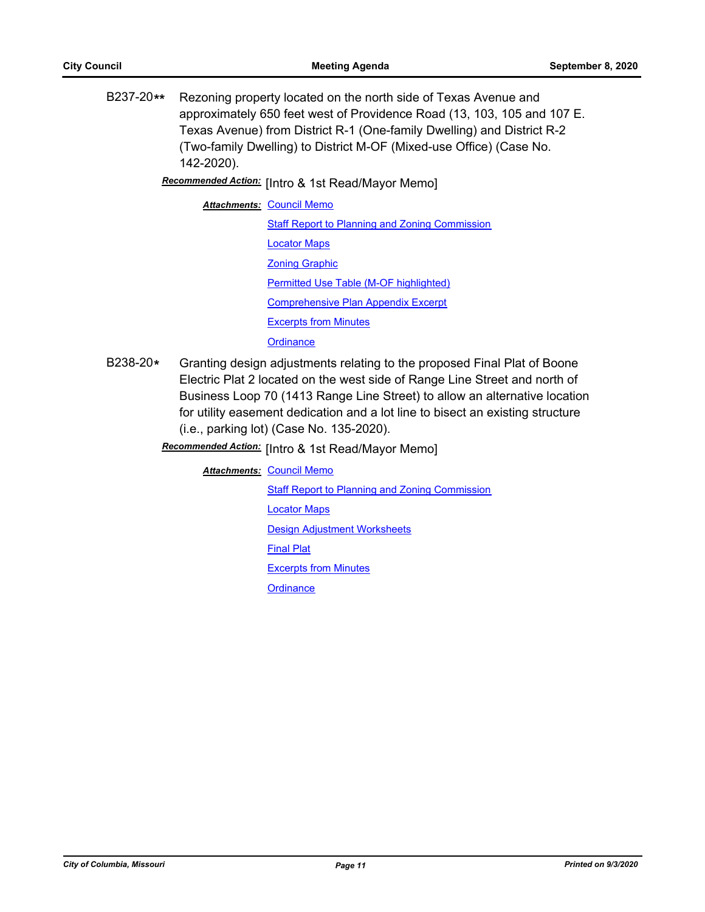B237-20** Rezoning property located on the north side of Texas Avenue and approximately 650 feet west of Providence Road (13, 103, 105 and 107 E. Texas Avenue) from District R-1 (One-family Dwelling) and District R-2 (Two-family Dwelling) to District M-OF (Mixed-use Office) (Case No. 142-2020).

***Recommended Action:*** [Intro & 1st Read/Mayor Memo]

***Attachments:*** Council Memo
Staff Report to Planning and Zoning Commission
Locator Maps
Zoning Graphic
Permitted Use Table (M-OF highlighted)
Comprehensive Plan Appendix Excerpt
Excerpts from Minutes
Ordinance

B238-20* Granting design adjustments relating to the proposed Final Plat of Boone Electric Plat 2 located on the west side of Range Line Street and north of Business Loop 70 (1413 Range Line Street) to allow an alternative location for utility easement dedication and a lot line to bisect an existing structure (i.e., parking lot) (Case No. 135-2020).

***Recommended Action:*** [Intro & 1st Read/Mayor Memo]

***Attachments:*** Council Memo
Staff Report to Planning and Zoning Commission
Locator Maps
Design Adjustment Worksheets
Final Plat
Excerpts from Minutes
Ordinance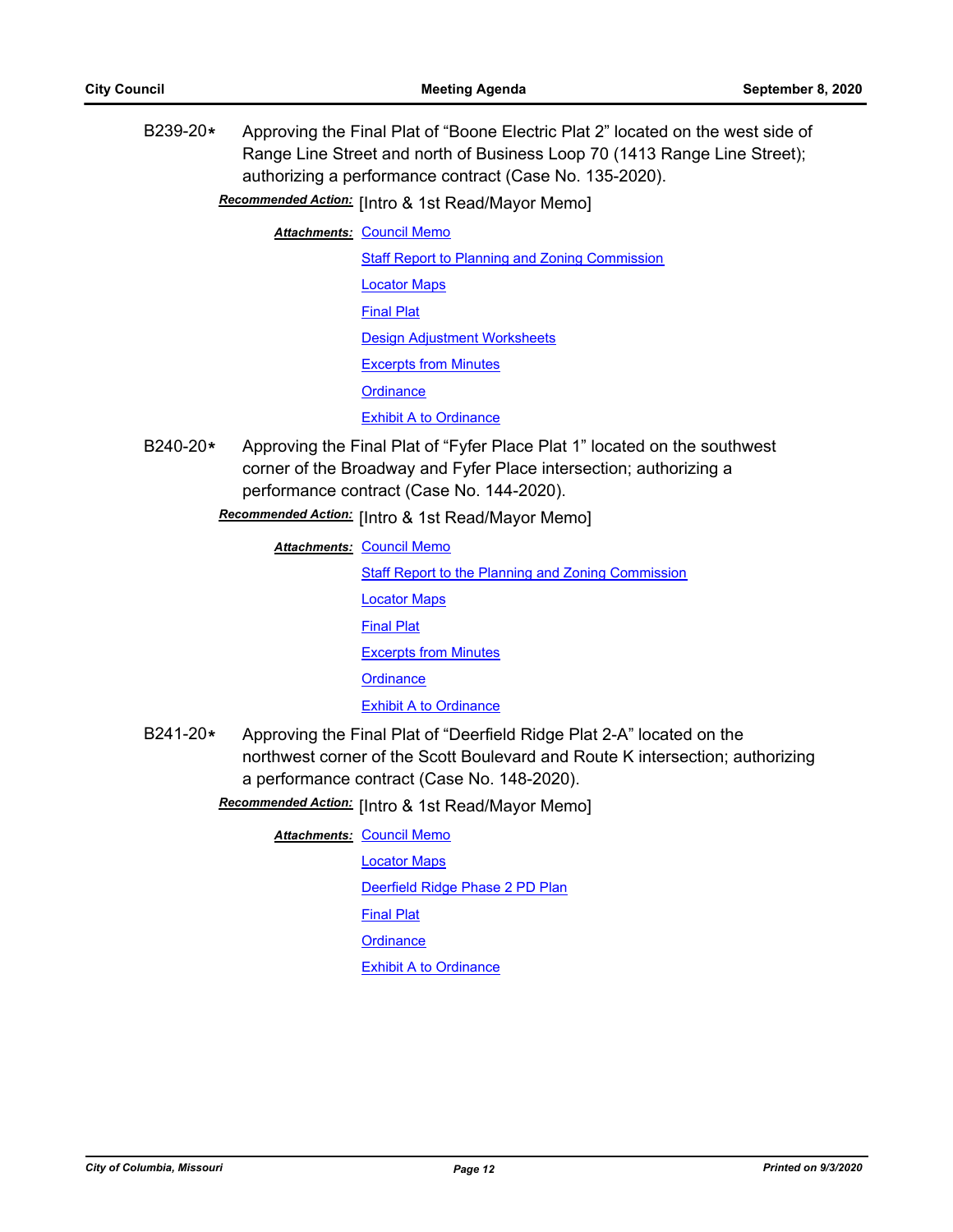B239-20* Approving the Final Plat of "Boone Electric Plat 2" located on the west side of Range Line Street and north of Business Loop 70 (1413 Range Line Street); authorizing a performance contract (Case No. 135-2020).

***Recommended Action:*** [Intro & 1st Read/Mayor Memo]

***Attachments:*** Council Memo
Staff Report to Planning and Zoning Commission
Locator Maps
Final Plat
Design Adjustment Worksheets
Excerpts from Minutes
Ordinance
Exhibit A to Ordinance

B240-20* Approving the Final Plat of "Fyfer Place Plat 1" located on the southwest corner of the Broadway and Fyfer Place intersection; authorizing a performance contract (Case No. 144-2020).

***Recommended Action:*** [Intro & 1st Read/Mayor Memo]

***Attachments:*** Council Memo
Staff Report to the Planning and Zoning Commission
Locator Maps
Final Plat
Excerpts from Minutes
Ordinance
Exhibit A to Ordinance

B241-20* Approving the Final Plat of "Deerfield Ridge Plat 2-A" located on the northwest corner of the Scott Boulevard and Route K intersection; authorizing a performance contract (Case No. 148-2020).

***Recommended Action:*** [Intro & 1st Read/Mayor Memo]

***Attachments:*** Council Memo
Locator Maps
Deerfield Ridge Phase 2 PD Plan
Final Plat
Ordinance
Exhibit A to Ordinance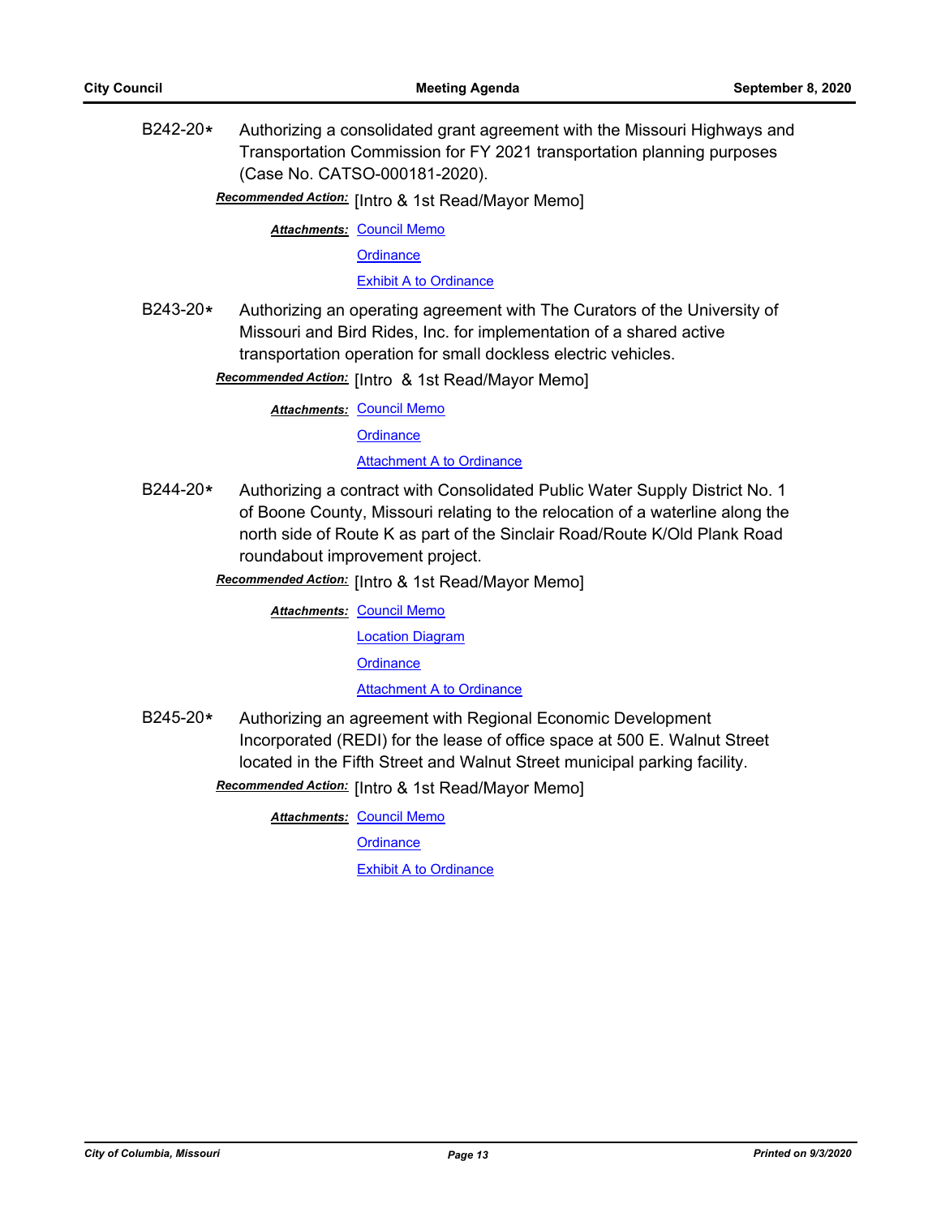B242-20* Authorizing a consolidated grant agreement with the Missouri Highways and Transportation Commission for FY 2021 transportation planning purposes (Case No. CATSO-000181-2020).

***Recommended Action:*** [Intro & 1st Read/Mayor Memo]

***Attachments:*** Council Memo
Ordinance
Exhibit A to Ordinance

B243-20* Authorizing an operating agreement with The Curators of the University of Missouri and Bird Rides, Inc. for implementation of a shared active transportation operation for small dockless electric vehicles.

***Recommended Action:*** [Intro & 1st Read/Mayor Memo]

***Attachments:*** Council Memo
Ordinance
Attachment A to Ordinance

B244-20* Authorizing a contract with Consolidated Public Water Supply District No. 1 of Boone County, Missouri relating to the relocation of a waterline along the north side of Route K as part of the Sinclair Road/Route K/Old Plank Road roundabout improvement project.

***Recommended Action:*** [Intro & 1st Read/Mayor Memo]

***Attachments:*** Council Memo
Location Diagram
Ordinance
Attachment A to Ordinance

B245-20* Authorizing an agreement with Regional Economic Development Incorporated (REDI) for the lease of office space at 500 E. Walnut Street located in the Fifth Street and Walnut Street municipal parking facility.

***Recommended Action:*** [Intro & 1st Read/Mayor Memo]

***Attachments:*** Council Memo
Ordinance
Exhibit A to Ordinance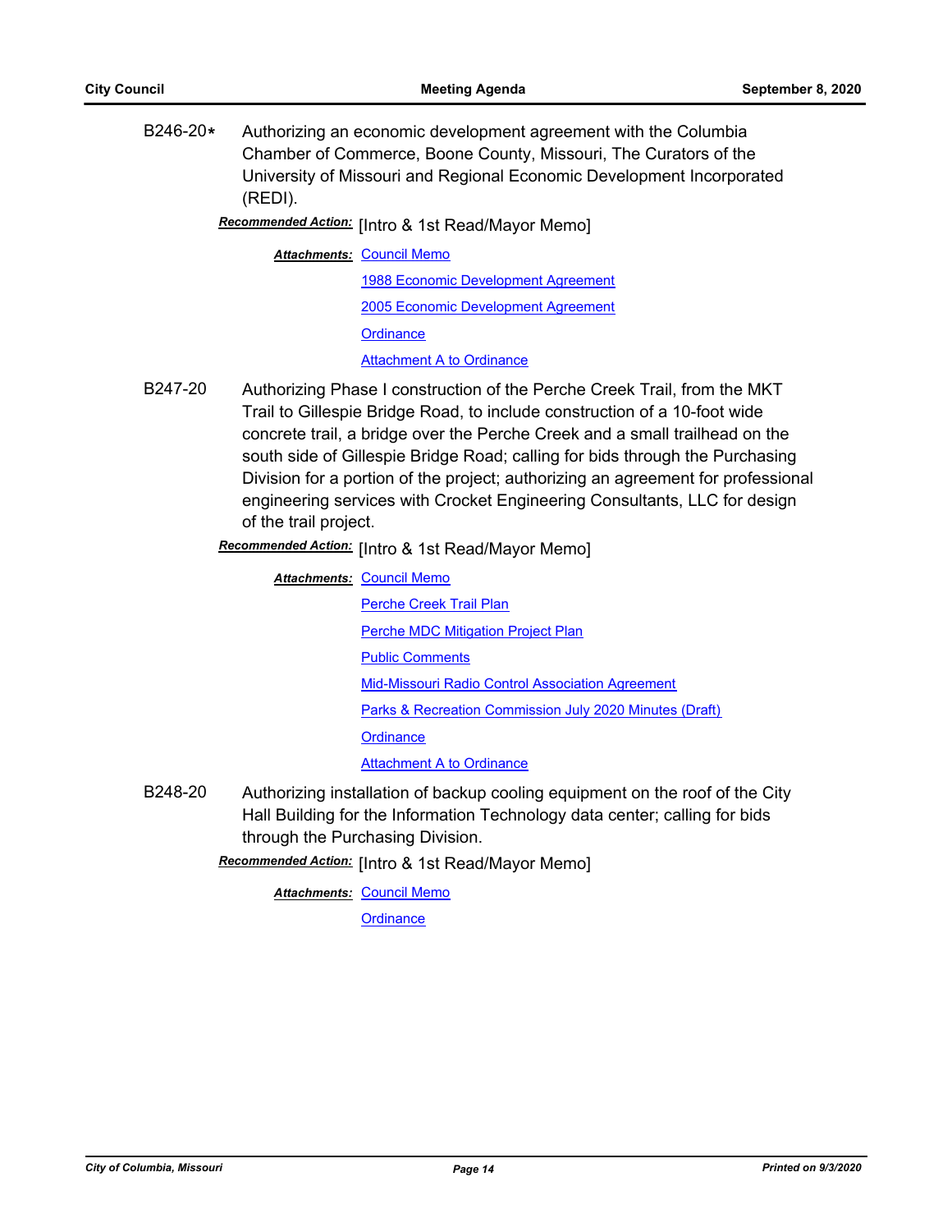**B246-20*** Authorizing an economic development agreement with the Columbia Chamber of Commerce, Boone County, Missouri, The Curators of the University of Missouri and Regional Economic Development Incorporated (REDI).

***Recommended Action:*** [Intro & 1st Read/Mayor Memo]

***Attachments:*** Council Memo
1988 Economic Development Agreement
2005 Economic Development Agreement
Ordinance
Attachment A to Ordinance

**B247-20** Authorizing Phase I construction of the Perche Creek Trail, from the MKT Trail to Gillespie Bridge Road, to include construction of a 10-foot wide concrete trail, a bridge over the Perche Creek and a small trailhead on the south side of Gillespie Bridge Road; calling for bids through the Purchasing Division for a portion of the project; authorizing an agreement for professional engineering services with Crocket Engineering Consultants, LLC for design of the trail project.

***Recommended Action:*** [Intro & 1st Read/Mayor Memo]

***Attachments:*** Council Memo
Perche Creek Trail Plan
Perche MDC Mitigation Project Plan
Public Comments
Mid-Missouri Radio Control Association Agreement
Parks & Recreation Commission July 2020 Minutes (Draft)
Ordinance
Attachment A to Ordinance

**B248-20** Authorizing installation of backup cooling equipment on the roof of the City Hall Building for the Information Technology data center; calling for bids through the Purchasing Division.

***Recommended Action:*** [Intro & 1st Read/Mayor Memo]

***Attachments:*** Council Memo
Ordinance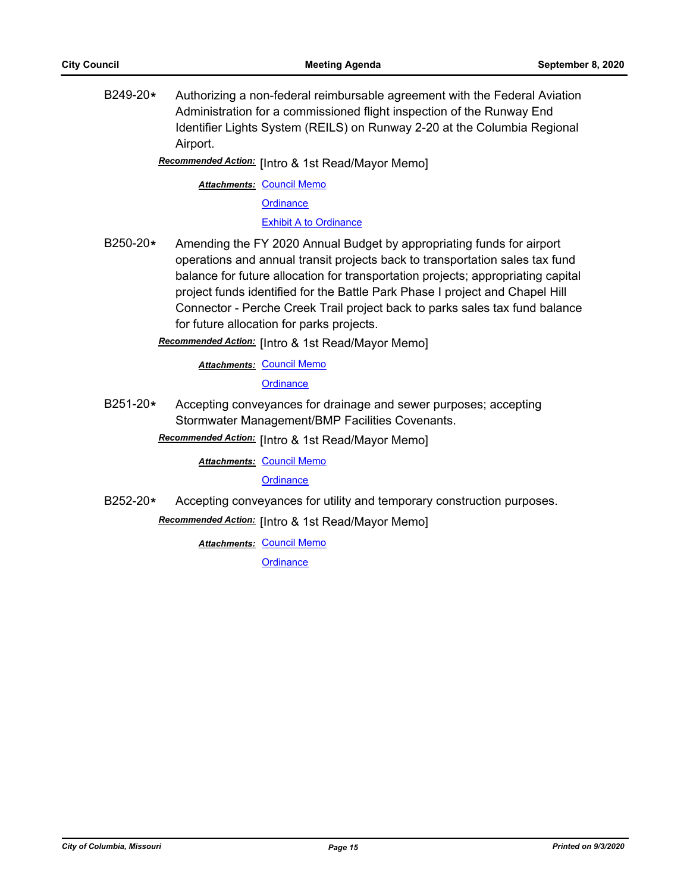**B249-20*** Authorizing a non-federal reimbursable agreement with the Federal Aviation Administration for a commissioned flight inspection of the Runway End Identifier Lights System (REILS) on Runway 2-20 at the Columbia Regional Airport.

***Recommended Action:*** [Intro & 1st Read/Mayor Memo]

***Attachments:*** Council Memo
Ordinance
Exhibit A to Ordinance

**B250-20*** Amending the FY 2020 Annual Budget by appropriating funds for airport operations and annual transit projects back to transportation sales tax fund balance for future allocation for transportation projects; appropriating capital project funds identified for the Battle Park Phase I project and Chapel Hill Connector - Perche Creek Trail project back to parks sales tax fund balance for future allocation for parks projects.

***Recommended Action:*** [Intro & 1st Read/Mayor Memo]

***Attachments:*** Council Memo
Ordinance

**B251-20*** Accepting conveyances for drainage and sewer purposes; accepting Stormwater Management/BMP Facilities Covenants.

***Recommended Action:*** [Intro & 1st Read/Mayor Memo]

***Attachments:*** Council Memo
Ordinance

**B252-20*** Accepting conveyances for utility and temporary construction purposes.

***Recommended Action:*** [Intro & 1st Read/Mayor Memo]

***Attachments:*** Council Memo
Ordinance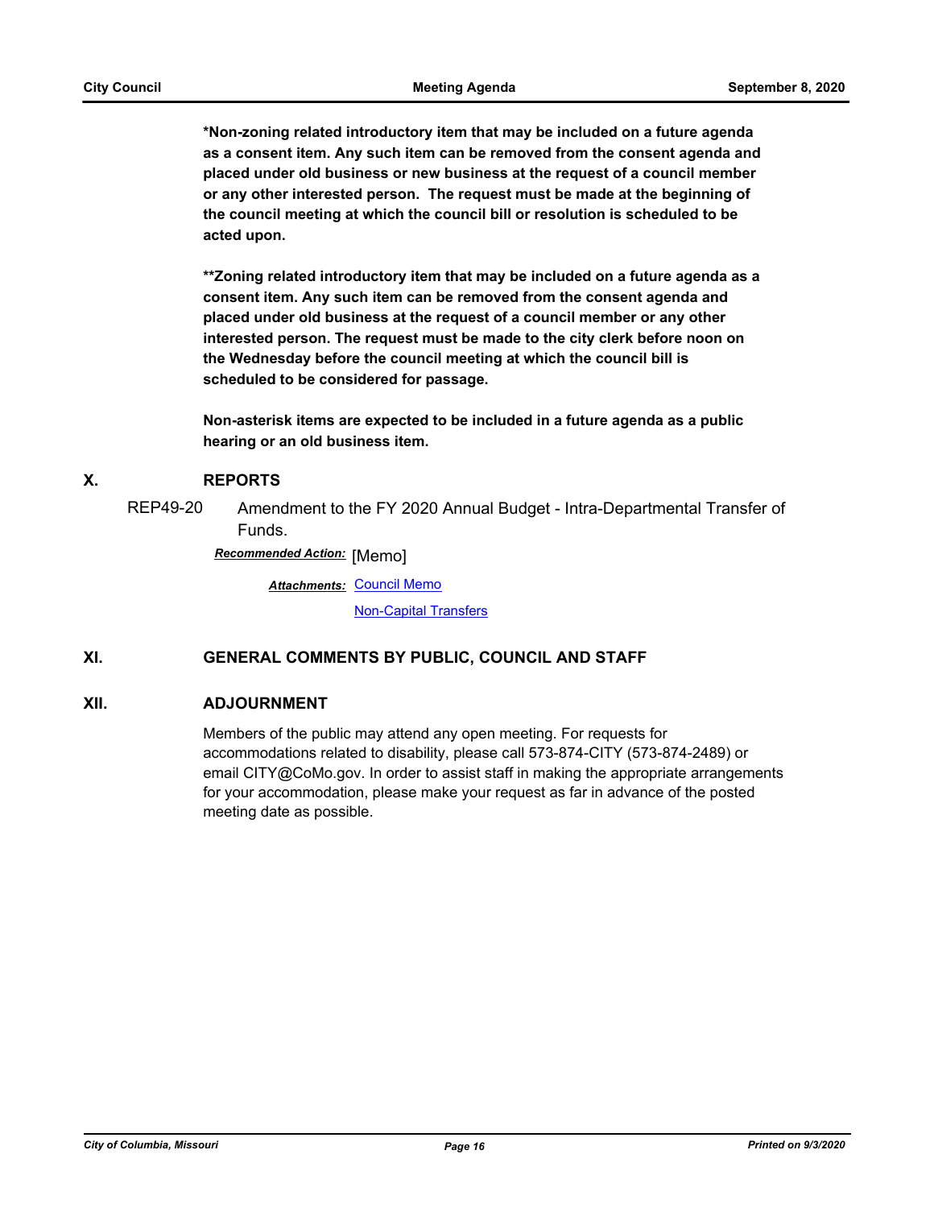**\*Non-zoning related introductory item that may be included on a future agenda as a consent item. Any such item can be removed from the consent agenda and placed under old business or new business at the request of a council member or any other interested person. The request must be made at the beginning of the council meeting at which the council bill or resolution is scheduled to be acted upon.**

**\*\*Zoning related introductory item that may be included on a future agenda as a consent item. Any such item can be removed from the consent agenda and placed under old business at the request of a council member or any other interested person. The request must be made to the city clerk before noon on the Wednesday before the council meeting at which the council bill is scheduled to be considered for passage.**

**Non-asterisk items are expected to be included in a future agenda as a public hearing or an old business item.**

## X. REPORTS

REP49-20 Amendment to the FY 2020 Annual Budget - Intra-Departmental Transfer of Funds.

***Recommended Action:*** [Memo]

***Attachments:*** Council Memo

Non-Capital Transfers

## XI. GENERAL COMMENTS BY PUBLIC, COUNCIL AND STAFF

## XII. ADJOURNMENT

Members of the public may attend any open meeting. For requests for accommodations related to disability, please call 573-874-CITY (573-874-2489) or email CITY@CoMo.gov. In order to assist staff in making the appropriate arrangements for your accommodation, please make your request as far in advance of the posted meeting date as possible.